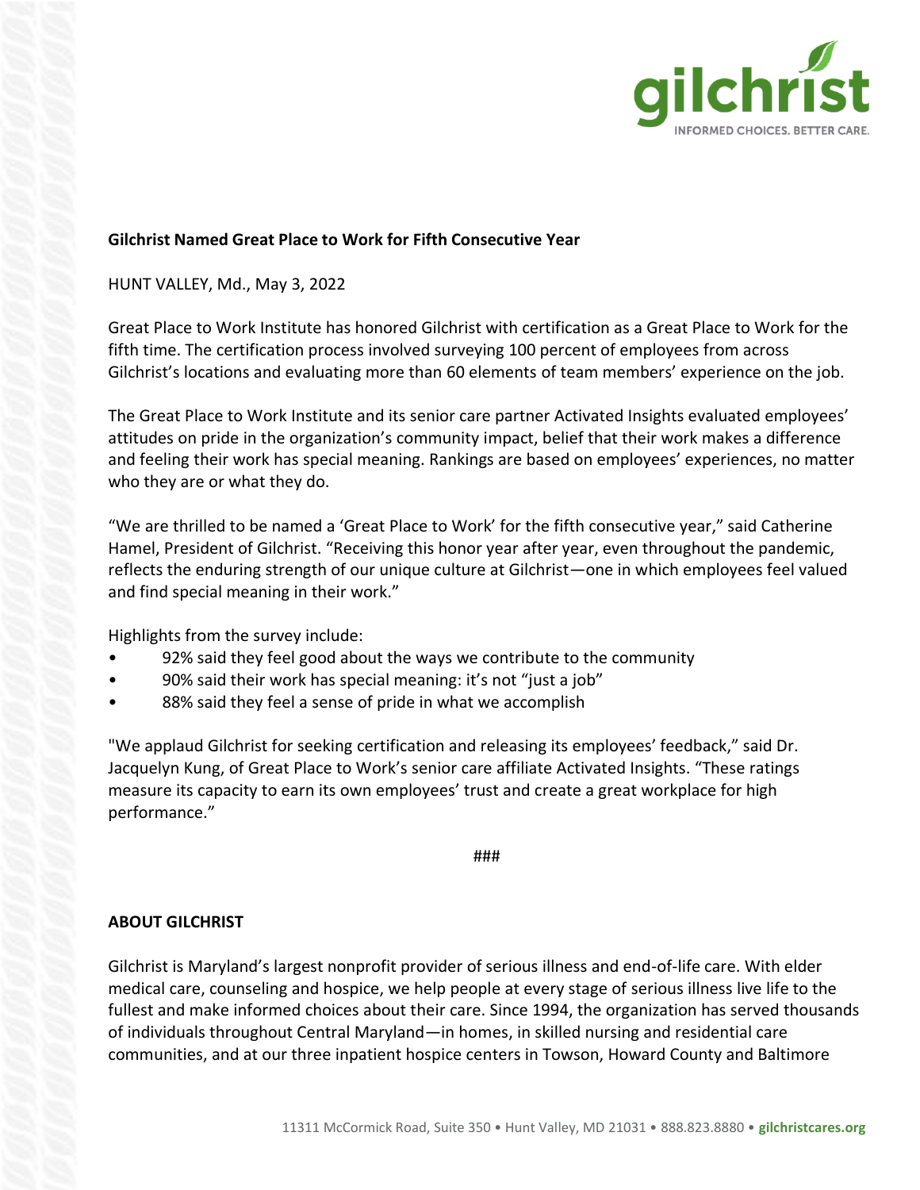gilchrist

INFORMED CHOICES. BETTER CARE.

**Gilchrist Named Great Place to Work for Fifth Consecutive Year**

HUNT VALLEY, Md., May 3, 2022

Great Place to Work Institute has honored Gilchrist with certification as a Great Place to Work for the fifth time. The certification process involved surveying 100 percent of employees from across Gilchrist's locations and evaluating more than 60 elements of team members' experience on the job.

The Great Place to Work Institute and its senior care partner Activated Insights evaluated employees' attitudes on pride in the organization's community impact, belief that their work makes a difference and feeling their work has special meaning. Rankings are based on employees' experiences, no matter who they are or what they do.

"We are thrilled to be named a 'Great Place to Work' for the fifth consecutive year," said Catherine Hamel, President of Gilchrist. "Receiving this honor year after year, even throughout the pandemic, reflects the enduring strength of our unique culture at Gilchrist—one in which employees feel valued and find special meaning in their work."

Highlights from the survey include:

- 92% said they feel good about the ways we contribute to the community
- 90% said their work has special meaning: it's not "just a job"
- 88% said they feel a sense of pride in what we accomplish

"We applaud Gilchrist for seeking certification and releasing its employees' feedback," said Dr. Jacquelyn Kung, of Great Place to Work's senior care affiliate Activated Insights. "These ratings measure its capacity to earn its own employees' trust and create a great workplace for high performance."

###

**ABOUT GILCHRIST**

Gilchrist is Maryland's largest nonprofit provider of serious illness and end-of-life care. With elder medical care, counseling and hospice, we help people at every stage of serious illness live life to the fullest and make informed choices about their care. Since 1994, the organization has served thousands of individuals throughout Central Maryland—in homes, in skilled nursing and residential care communities, and at our three inpatient hospice centers in Towson, Howard County and Baltimore

11311 McCormick Road, Suite 350 • Hunt Valley, MD 21031 • 888.823.8880 • **gilchristcares.org**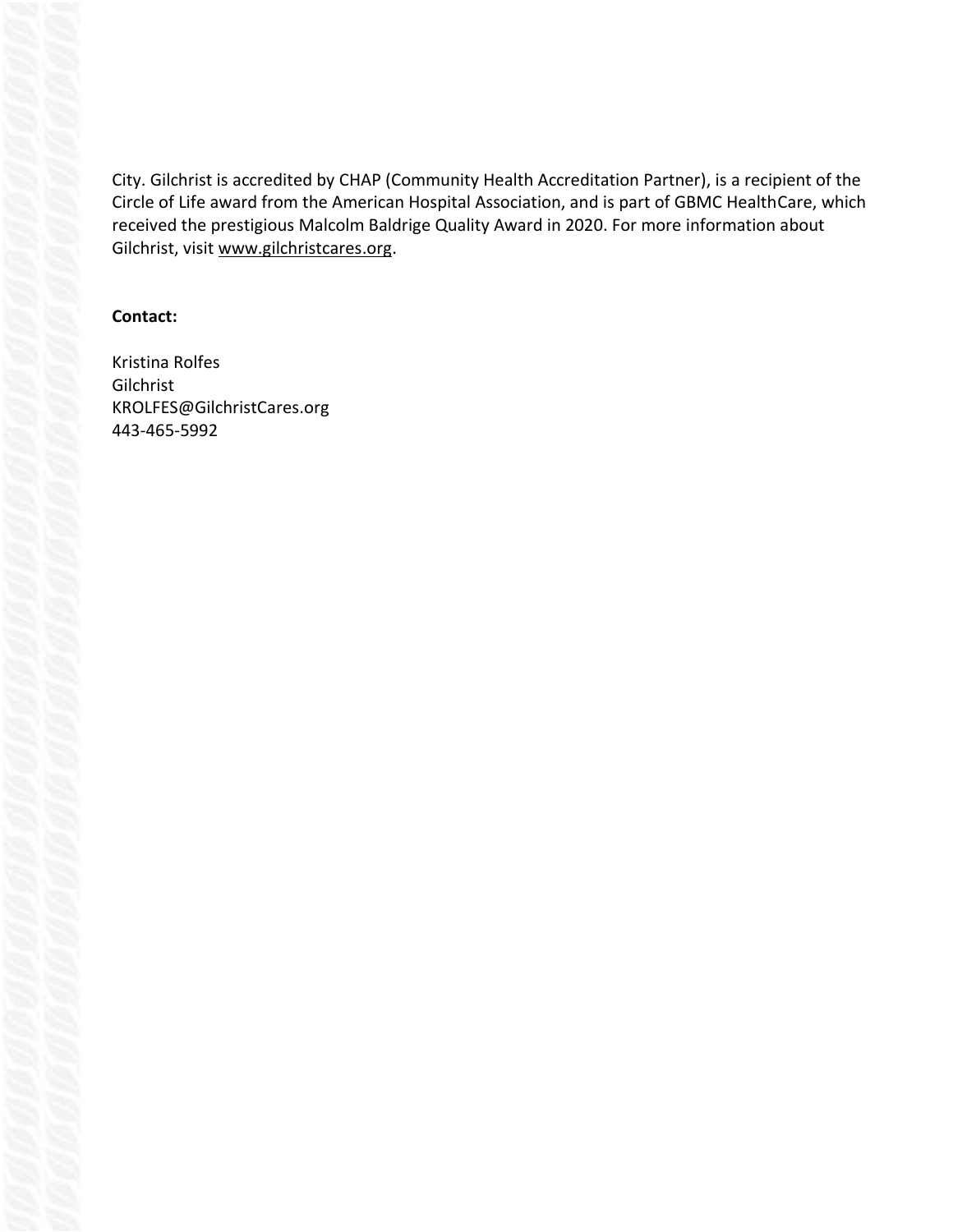City. Gilchrist is accredited by CHAP (Community Health Accreditation Partner), is a recipient of the Circle of Life award from the American Hospital Association, and is part of GBMC HealthCare, which received the prestigious Malcolm Baldrige Quality Award in 2020. For more information about Gilchrist, visit www.gilchristcares.org.

**Contact:**

Kristina Rolfes
Gilchrist
KROLFES@GilchristCares.org
443-465-5992